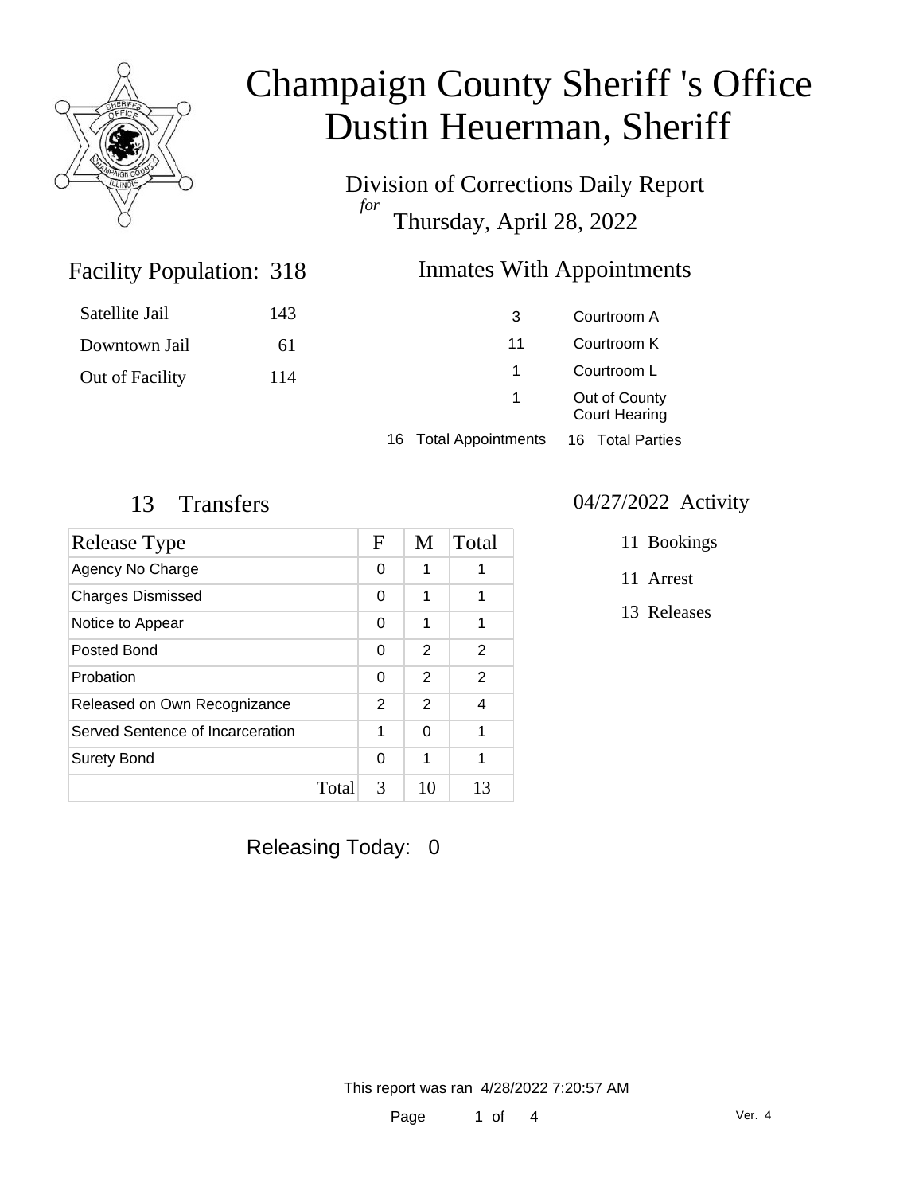# Champaign County Sheriff 's Office
# Dustin Heuerman, Sheriff

## Division of Corrections Daily Report
*for*
## Thursday, April 28, 2022

### Facility Population: 318

| | |
|---|---|
| Satellite Jail | 143 |
| Downtown Jail | 61 |
| Out of Facility | 114 |

### Inmates With Appointments

| | |
|---|---|
| 3 | Courtroom A |
| 11 | Courtroom K |
| 1 | Courtroom L |
| 1 | Out of County Court Hearing |
| 16 Total Appointments | 16 Total Parties |

### 13 Transfers

| Release Type | F | M | Total |
|---|---|---|---|
| Agency No Charge | 0 | 1 | 1 |
| Charges Dismissed | 0 | 1 | 1 |
| Notice to Appear | 0 | 1 | 1 |
| Posted Bond | 0 | 2 | 2 |
| Probation | 0 | 2 | 2 |
| Released on Own Recognizance | 2 | 2 | 4 |
| Served Sentence of Incarceration | 1 | 0 | 1 |
| Surety Bond | 0 | 1 | 1 |
| Total | 3 | 10 | 13 |

### 04/27/2022 Activity

- 11 Bookings
- 11 Arrest
- 13 Releases

Releasing Today: 0

This report was ran 4/28/2022 7:20:57 AM

Ver. 4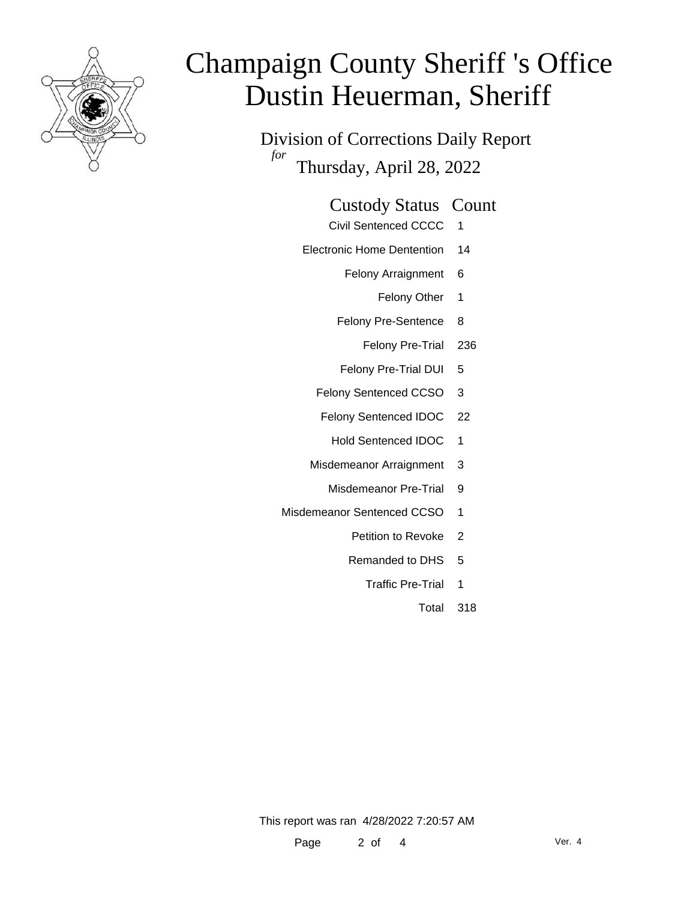# Champaign County Sheriff 's Office
# Dustin Heuerman, Sheriff

Division of Corrections Daily Report

*for* Thursday, April 28, 2022

| Custody Status | Count |
|---|---|
| Civil Sentenced CCCC | 1 |
| Electronic Home Dentention | 14 |
| Felony Arraignment | 6 |
| Felony Other | 1 |
| Felony Pre-Sentence | 8 |
| Felony Pre-Trial | 236 |
| Felony Pre-Trial DUI | 5 |
| Felony Sentenced CCSO | 3 |
| Felony Sentenced IDOC | 22 |
| Hold Sentenced IDOC | 1 |
| Misdemeanor Arraignment | 3 |
| Misdemeanor Pre-Trial | 9 |
| Misdemeanor Sentenced CCSO | 1 |
| Petition to Revoke | 2 |
| Remanded to DHS | 5 |
| Traffic Pre-Trial | 1 |
| Total | 318 |

This report was ran 4/28/2022 7:20:57 AM

Ver. 4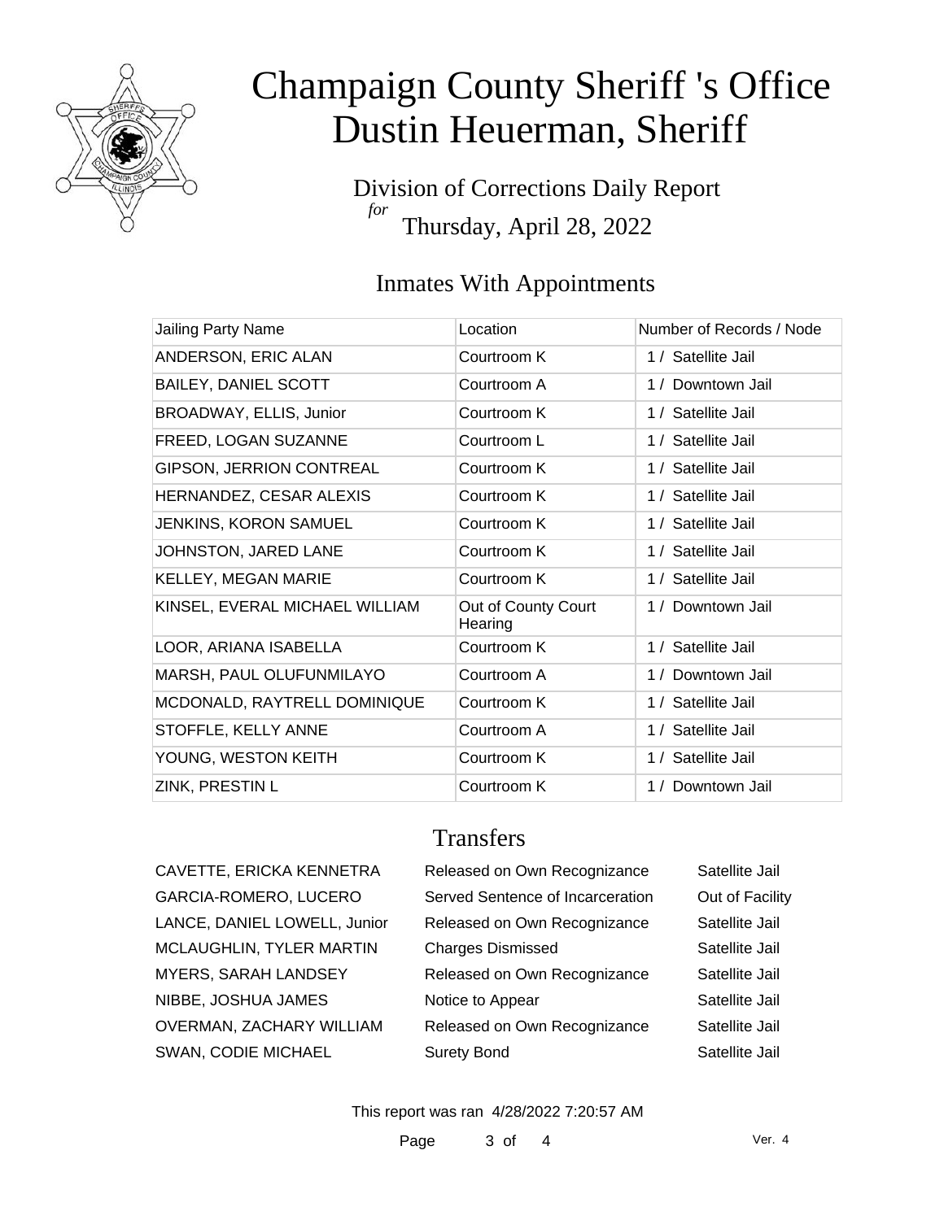# Champaign County Sheriff 's Office
# Dustin Heuerman, Sheriff

Division of Corrections Daily Report
*for*
Thursday, April 28, 2022

## Inmates With Appointments

| Jailing Party Name | Location | Number of Records / Node |
|---|---|---|
| ANDERSON, ERIC ALAN | Courtroom K | 1 / Satellite Jail |
| BAILEY, DANIEL SCOTT | Courtroom A | 1 / Downtown Jail |
| BROADWAY, ELLIS, Junior | Courtroom K | 1 / Satellite Jail |
| FREED, LOGAN SUZANNE | Courtroom L | 1 / Satellite Jail |
| GIPSON, JERRION CONTREAL | Courtroom K | 1 / Satellite Jail |
| HERNANDEZ, CESAR ALEXIS | Courtroom K | 1 / Satellite Jail |
| JENKINS, KORON SAMUEL | Courtroom K | 1 / Satellite Jail |
| JOHNSTON, JARED LANE | Courtroom K | 1 / Satellite Jail |
| KELLEY, MEGAN MARIE | Courtroom K | 1 / Satellite Jail |
| KINSEL, EVERAL MICHAEL WILLIAM | Out of County Court Hearing | 1 / Downtown Jail |
| LOOR, ARIANA ISABELLA | Courtroom K | 1 / Satellite Jail |
| MARSH, PAUL OLUFUNMILAYO | Courtroom A | 1 / Downtown Jail |
| MCDONALD, RAYTRELL DOMINIQUE | Courtroom K | 1 / Satellite Jail |
| STOFFLE, KELLY ANNE | Courtroom A | 1 / Satellite Jail |
| YOUNG, WESTON KEITH | Courtroom K | 1 / Satellite Jail |
| ZINK, PRESTIN L | Courtroom K | 1 / Downtown Jail |

## Transfers

| | | |
|---|---|---|
| CAVETTE, ERICKA KENNETRA | Released on Own Recognizance | Satellite Jail |
| GARCIA-ROMERO, LUCERO | Served Sentence of Incarceration | Out of Facility |
| LANCE, DANIEL LOWELL, Junior | Released on Own Recognizance | Satellite Jail |
| MCLAUGHLIN, TYLER MARTIN | Charges Dismissed | Satellite Jail |
| MYERS, SARAH LANDSEY | Released on Own Recognizance | Satellite Jail |
| NIBBE, JOSHUA JAMES | Notice to Appear | Satellite Jail |
| OVERMAN, ZACHARY WILLIAM | Released on Own Recognizance | Satellite Jail |
| SWAN, CODIE MICHAEL | Surety Bond | Satellite Jail |

This report was ran 4/28/2022 7:20:57 AM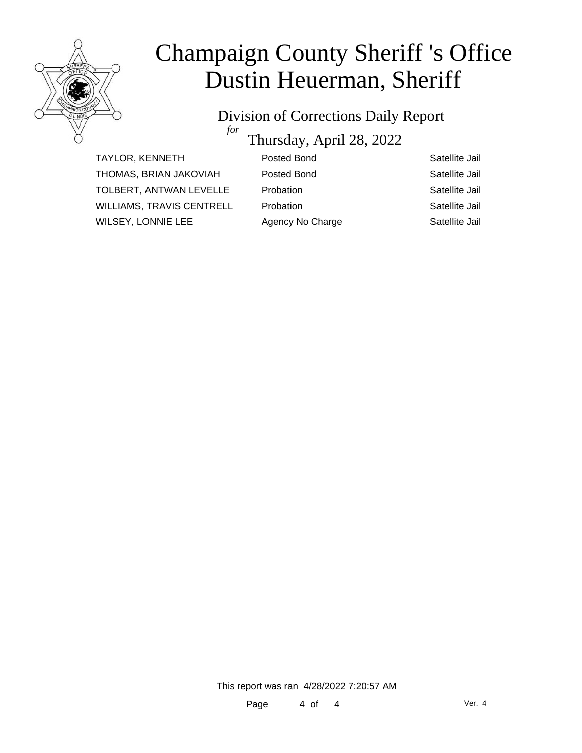# Champaign County Sheriff 's Office
# Dustin Heuerman, Sheriff

## Division of Corrections Daily Report

*for* Thursday, April 28, 2022

| | | |
|---|---|---|
| TAYLOR, KENNETH | Posted Bond | Satellite Jail |
| THOMAS, BRIAN JAKOVIAH | Posted Bond | Satellite Jail |
| TOLBERT, ANTWAN LEVELLE | Probation | Satellite Jail |
| WILLIAMS, TRAVIS CENTRELL | Probation | Satellite Jail |
| WILSEY, LONNIE LEE | Agency No Charge | Satellite Jail |

This report was ran 4/28/2022 7:20:57 AM

Ver. 4